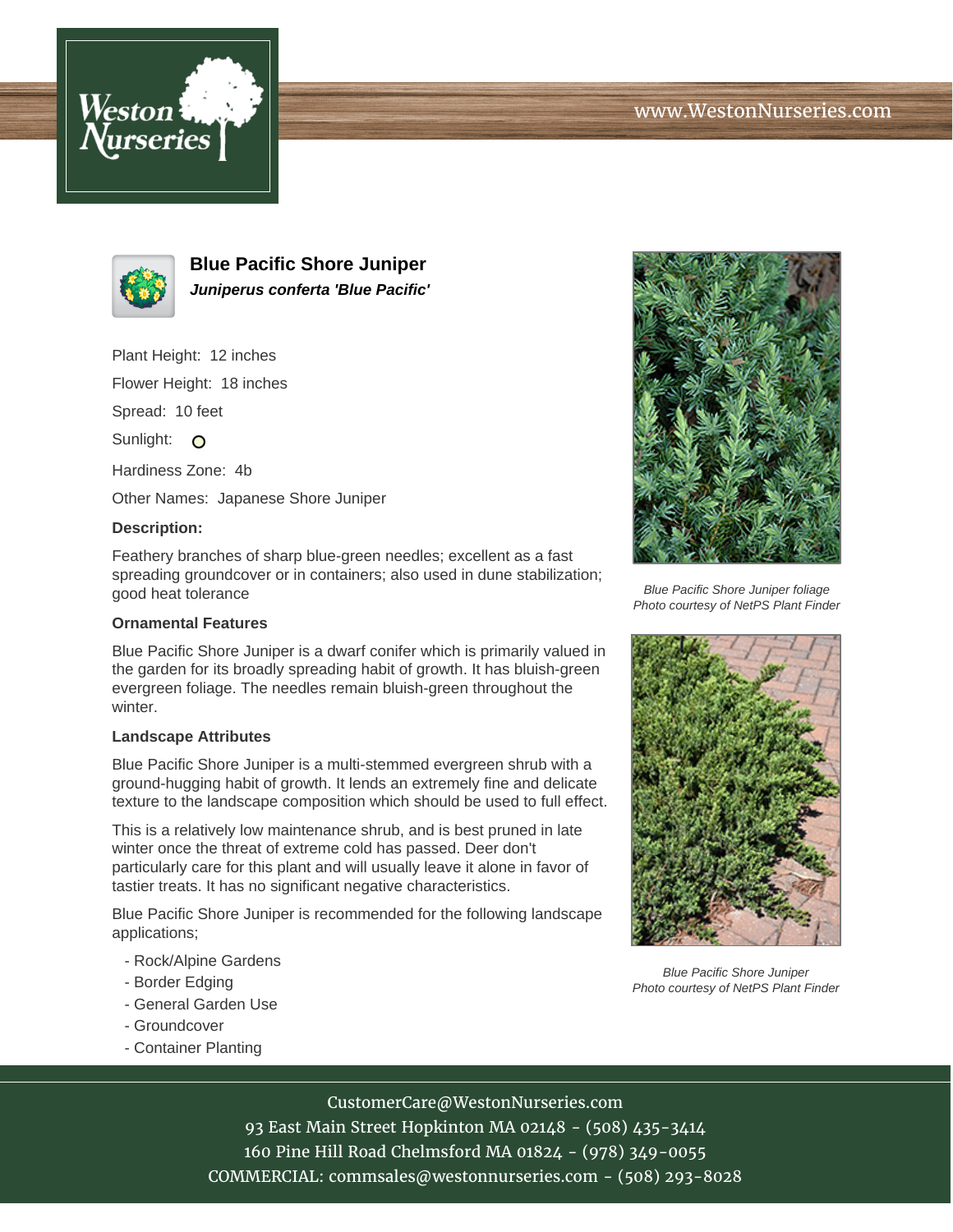# Blue Pacific Shore Juniper

***Juniperus conferta 'Blue Pacific'***

Plant Height: 12 inches

Flower Height: 18 inches

Spread: 10 feet

Sunlight: O

Hardiness Zone: 4b

Other Names: Japanese Shore Juniper

**Description:**

Feathery branches of sharp blue-green needles; excellent as a fast spreading groundcover or in containers; also used in dune stabilization; good heat tolerance

### Ornamental Features

Blue Pacific Shore Juniper is a dwarf conifer which is primarily valued in the garden for its broadly spreading habit of growth. It has bluish-green evergreen foliage. The needles remain bluish-green throughout the winter.

### Landscape Attributes

Blue Pacific Shore Juniper is a multi-stemmed evergreen shrub with a ground-hugging habit of growth. It lends an extremely fine and delicate texture to the landscape composition which should be used to full effect.

This is a relatively low maintenance shrub, and is best pruned in late winter once the threat of extreme cold has passed. Deer don't particularly care for this plant and will usually leave it alone in favor of tastier treats. It has no significant negative characteristics.

Blue Pacific Shore Juniper is recommended for the following landscape applications;

- Rock/Alpine Gardens
- Border Edging
- General Garden Use
- Groundcover
- Container Planting

*Blue Pacific Shore Juniper foliage*
*Photo courtesy of NetPS Plant Finder*

*Blue Pacific Shore Juniper*
*Photo courtesy of NetPS Plant Finder*

CustomerCare@WestonNurseries.com
93 East Main Street Hopkinton MA 02148 - (508) 435-3414
160 Pine Hill Road Chelmsford MA 01824 - (978) 349-0055
COMMERCIAL: commsales@westonnurseries.com - (508) 293-8028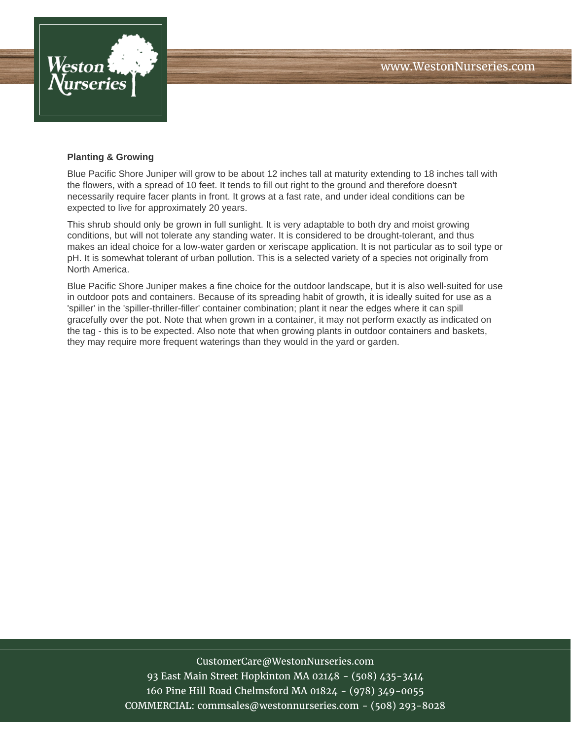### Planting & Growing

Blue Pacific Shore Juniper will grow to be about 12 inches tall at maturity extending to 18 inches tall with the flowers, with a spread of 10 feet. It tends to fill out right to the ground and therefore doesn't necessarily require facer plants in front. It grows at a fast rate, and under ideal conditions can be expected to live for approximately 20 years.

This shrub should only be grown in full sunlight. It is very adaptable to both dry and moist growing conditions, but will not tolerate any standing water. It is considered to be drought-tolerant, and thus makes an ideal choice for a low-water garden or xeriscape application. It is not particular as to soil type or pH. It is somewhat tolerant of urban pollution. This is a selected variety of a species not originally from North America.

Blue Pacific Shore Juniper makes a fine choice for the outdoor landscape, but it is also well-suited for use in outdoor pots and containers. Because of its spreading habit of growth, it is ideally suited for use as a 'spiller' in the 'spiller-thriller-filler' container combination; plant it near the edges where it can spill gracefully over the pot. Note that when grown in a container, it may not perform exactly as indicated on the tag - this is to be expected. Also note that when growing plants in outdoor containers and baskets, they may require more frequent waterings than they would in the yard or garden.